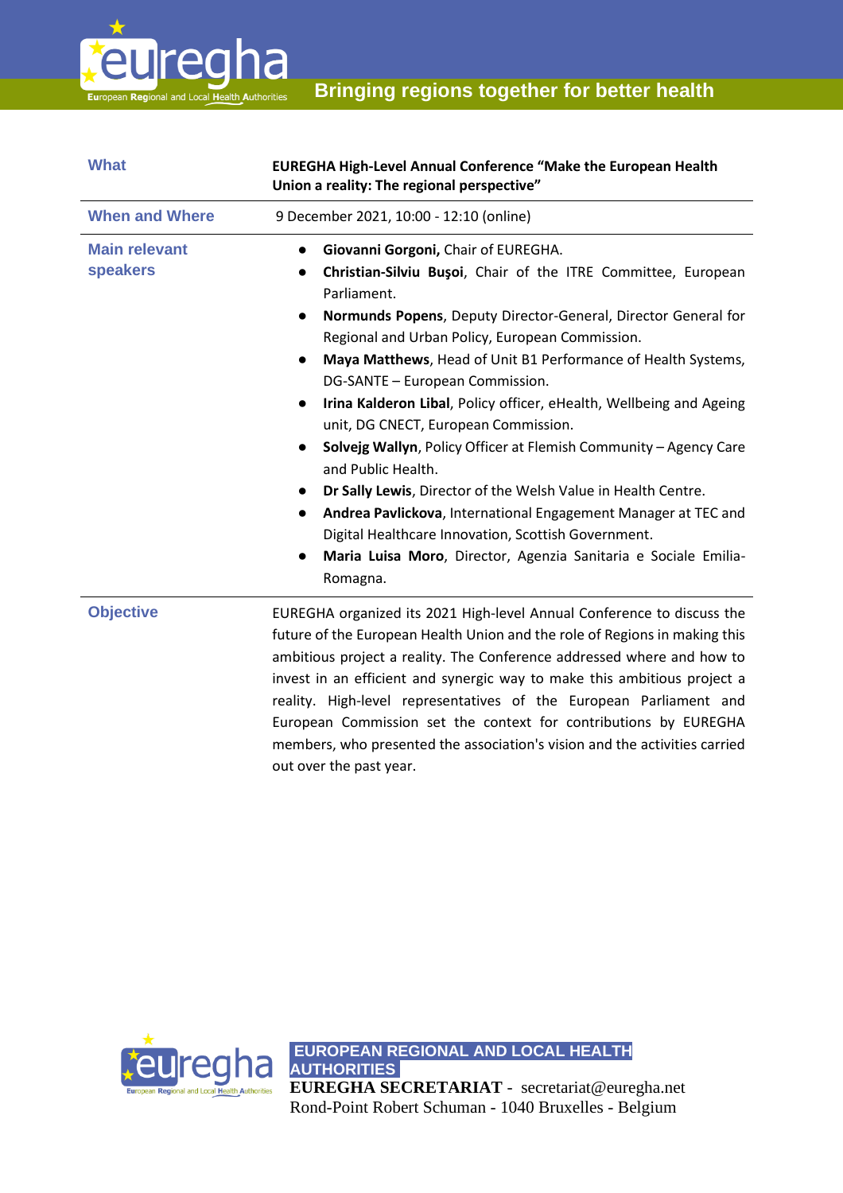| What | **EUREGHA High-Level Annual Conference "Make the European Health Union a reality: The regional perspective"** |
|---|---|
| **When and Where** | 9 December 2021, 10:00 - 12:10 (online) |
| **Main relevant speakers** | • **Giovanni Gorgoni,** Chair of EUREGHA.<br>• **Christian-Silviu Buşoi**, Chair of the ITRE Committee, European Parliament.<br>• **Normunds Popens**, Deputy Director-General, Director General for Regional and Urban Policy, European Commission.<br>• **Maya Matthews**, Head of Unit B1 Performance of Health Systems, DG-SANTE – European Commission.<br>• **Irina Kalderon Libal**, Policy officer, eHealth, Wellbeing and Ageing unit, DG CNECT, European Commission.<br>• **Solvejg Wallyn**, Policy Officer at Flemish Community – Agency Care and Public Health.<br>• **Dr Sally Lewis**, Director of the Welsh Value in Health Centre.<br>• **Andrea Pavlickova**, International Engagement Manager at TEC and Digital Healthcare Innovation, Scottish Government.<br>• **Maria Luisa Moro**, Director, Agenzia Sanitaria e Sociale Emilia-Romagna. |
| **Objective** | EUREGHA organized its 2021 High-level Annual Conference to discuss the future of the European Health Union and the role of Regions in making this ambitious project a reality. The Conference addressed where and how to invest in an efficient and synergic way to make this ambitious project a reality. High-level representatives of the European Parliament and European Commission set the context for contributions by EUREGHA members, who presented the association's vision and the activities carried out over the past year. |

**EUROPEAN REGIONAL AND LOCAL HEALTH AUTHORITIES**
**EUREGHA SECRETARIAT** - secretariat@euregha.net
Rond-Point Robert Schuman - 1040 Bruxelles - Belgium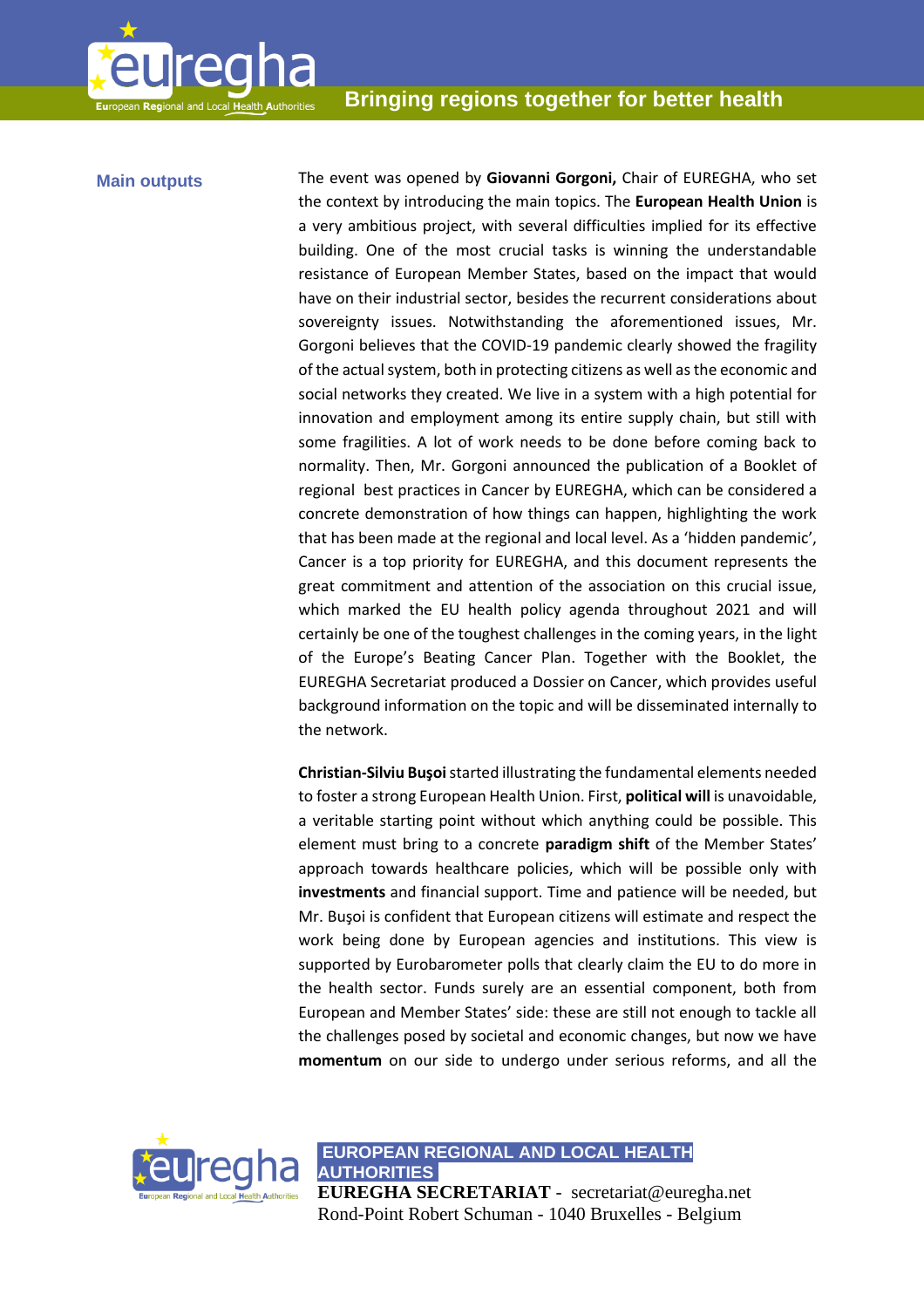**Main outputs**

The event was opened by **Giovanni Gorgoni,** Chair of EUREGHA, who set the context by introducing the main topics. The **European Health Union** is a very ambitious project, with several difficulties implied for its effective building. One of the most crucial tasks is winning the understandable resistance of European Member States, based on the impact that would have on their industrial sector, besides the recurrent considerations about sovereignty issues. Notwithstanding the aforementioned issues, Mr. Gorgoni believes that the COVID-19 pandemic clearly showed the fragility of the actual system, both in protecting citizens as well as the economic and social networks they created. We live in a system with a high potential for innovation and employment among its entire supply chain, but still with some fragilities. A lot of work needs to be done before coming back to normality. Then, Mr. Gorgoni announced the publication of a Booklet of regional best practices in Cancer by EUREGHA, which can be considered a concrete demonstration of how things can happen, highlighting the work that has been made at the regional and local level. As a 'hidden pandemic', Cancer is a top priority for EUREGHA, and this document represents the great commitment and attention of the association on this crucial issue, which marked the EU health policy agenda throughout 2021 and will certainly be one of the toughest challenges in the coming years, in the light of the Europe's Beating Cancer Plan. Together with the Booklet, the EUREGHA Secretariat produced a Dossier on Cancer, which provides useful background information on the topic and will be disseminated internally to the network.

**Christian-Silviu Buşoi** started illustrating the fundamental elements needed to foster a strong European Health Union. First, **political will** is unavoidable, a veritable starting point without which anything could be possible. This element must bring to a concrete **paradigm shift** of the Member States' approach towards healthcare policies, which will be possible only with **investments** and financial support. Time and patience will be needed, but Mr. Buşoi is confident that European citizens will estimate and respect the work being done by European agencies and institutions. This view is supported by Eurobarometer polls that clearly claim the EU to do more in the health sector. Funds surely are an essential component, both from European and Member States' side: these are still not enough to tackle all the challenges posed by societal and economic changes, but now we have **momentum** on our side to undergo under serious reforms, and all the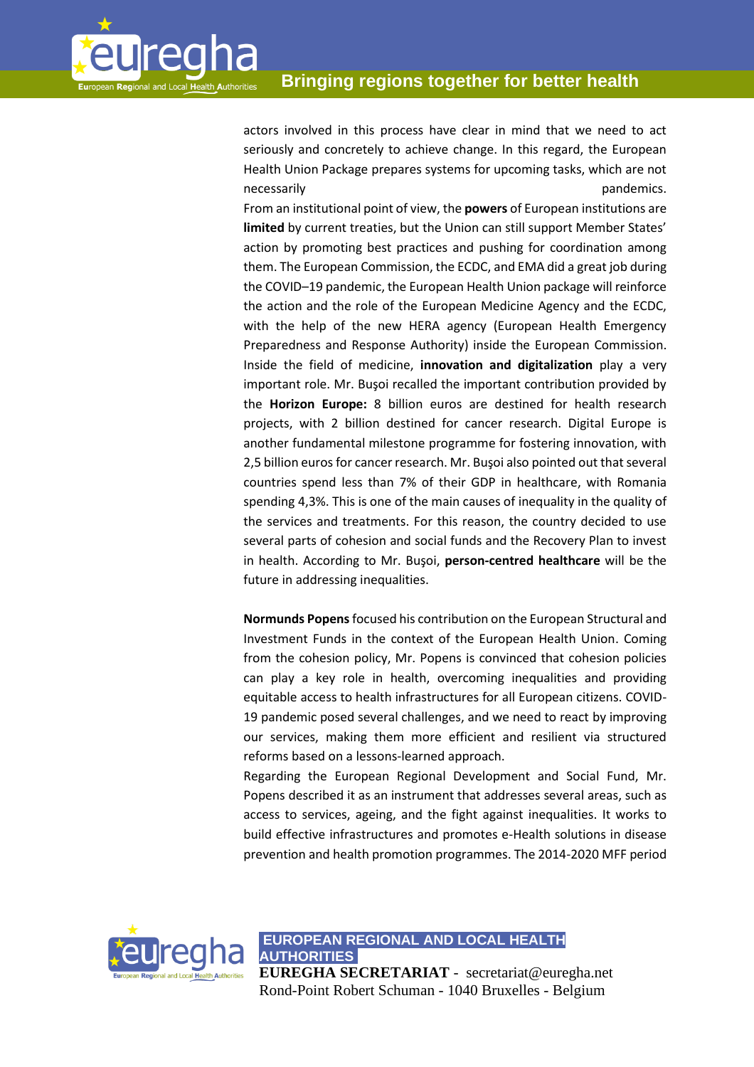actors involved in this process have clear in mind that we need to act seriously and concretely to achieve change. In this regard, the European Health Union Package prepares systems for upcoming tasks, which are not necessarily pandemics.

From an institutional point of view, the **powers** of European institutions are **limited** by current treaties, but the Union can still support Member States' action by promoting best practices and pushing for coordination among them. The European Commission, the ECDC, and EMA did a great job during the COVID–19 pandemic, the European Health Union package will reinforce the action and the role of the European Medicine Agency and the ECDC, with the help of the new HERA agency (European Health Emergency Preparedness and Response Authority) inside the European Commission. Inside the field of medicine, **innovation and digitalization** play a very important role. Mr. Buşoi recalled the important contribution provided by the **Horizon Europe:** 8 billion euros are destined for health research projects, with 2 billion destined for cancer research. Digital Europe is another fundamental milestone programme for fostering innovation, with 2,5 billion euros for cancer research. Mr. Buşoi also pointed out that several countries spend less than 7% of their GDP in healthcare, with Romania spending 4,3%. This is one of the main causes of inequality in the quality of the services and treatments. For this reason, the country decided to use several parts of cohesion and social funds and the Recovery Plan to invest in health. According to Mr. Buşoi, **person-centred healthcare** will be the future in addressing inequalities.

**Normunds Popens** focused his contribution on the European Structural and Investment Funds in the context of the European Health Union. Coming from the cohesion policy, Mr. Popens is convinced that cohesion policies can play a key role in health, overcoming inequalities and providing equitable access to health infrastructures for all European citizens. COVID-19 pandemic posed several challenges, and we need to react by improving our services, making them more efficient and resilient via structured reforms based on a lessons-learned approach.

Regarding the European Regional Development and Social Fund, Mr. Popens described it as an instrument that addresses several areas, such as access to services, ageing, and the fight against inequalities. It works to build effective infrastructures and promotes e-Health solutions in disease prevention and health promotion programmes. The 2014-2020 MFF period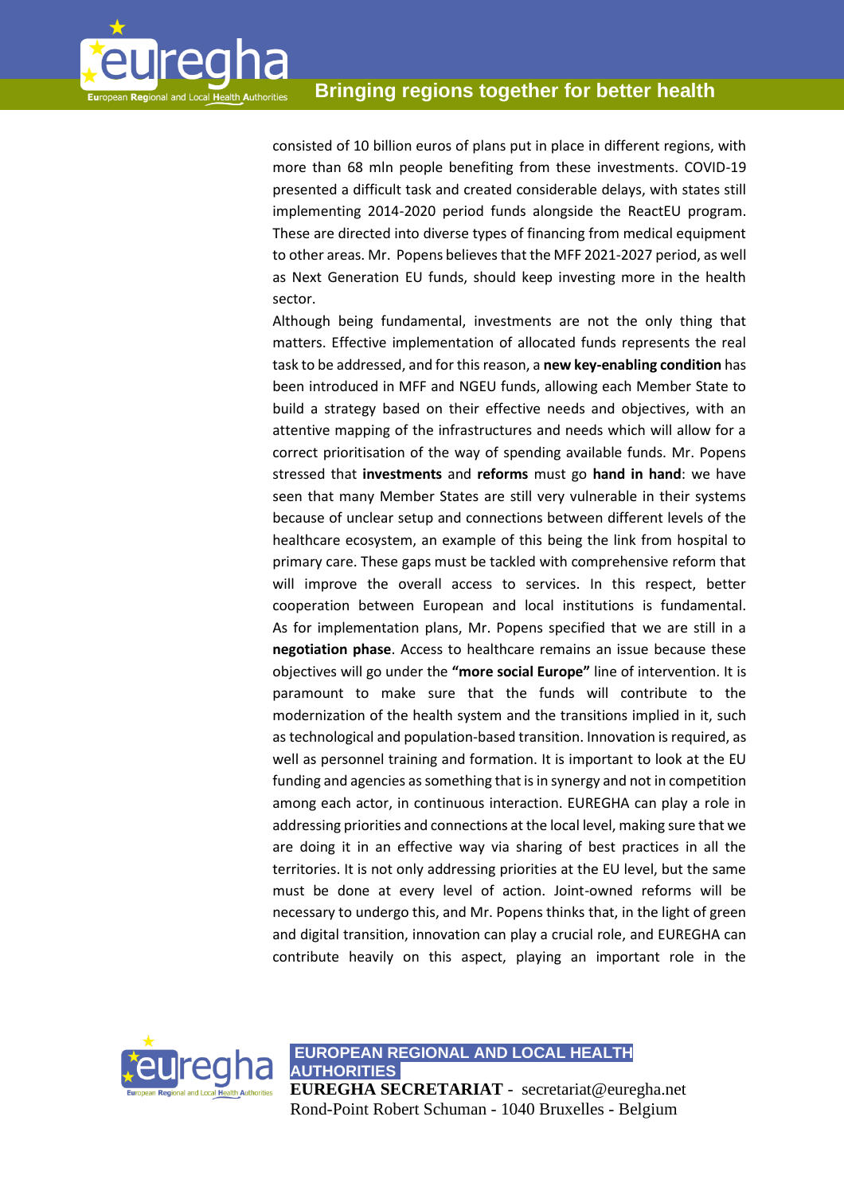consisted of 10 billion euros of plans put in place in different regions, with more than 68 mln people benefiting from these investments. COVID-19 presented a difficult task and created considerable delays, with states still implementing 2014-2020 period funds alongside the ReactEU program. These are directed into diverse types of financing from medical equipment to other areas. Mr. Popens believes that the MFF 2021-2027 period, as well as Next Generation EU funds, should keep investing more in the health sector.

Although being fundamental, investments are not the only thing that matters. Effective implementation of allocated funds represents the real task to be addressed, and for this reason, a **new key-enabling condition** has been introduced in MFF and NGEU funds, allowing each Member State to build a strategy based on their effective needs and objectives, with an attentive mapping of the infrastructures and needs which will allow for a correct prioritisation of the way of spending available funds. Mr. Popens stressed that **investments** and **reforms** must go **hand in hand**: we have seen that many Member States are still very vulnerable in their systems because of unclear setup and connections between different levels of the healthcare ecosystem, an example of this being the link from hospital to primary care. These gaps must be tackled with comprehensive reform that will improve the overall access to services. In this respect, better cooperation between European and local institutions is fundamental. As for implementation plans, Mr. Popens specified that we are still in a **negotiation phase**. Access to healthcare remains an issue because these objectives will go under the **"more social Europe"** line of intervention. It is paramount to make sure that the funds will contribute to the modernization of the health system and the transitions implied in it, such as technological and population-based transition. Innovation is required, as well as personnel training and formation. It is important to look at the EU funding and agencies as something that is in synergy and not in competition among each actor, in continuous interaction. EUREGHA can play a role in addressing priorities and connections at the local level, making sure that we are doing it in an effective way via sharing of best practices in all the territories. It is not only addressing priorities at the EU level, but the same must be done at every level of action. Joint-owned reforms will be necessary to undergo this, and Mr. Popens thinks that, in the light of green and digital transition, innovation can play a crucial role, and EUREGHA can contribute heavily on this aspect, playing an important role in the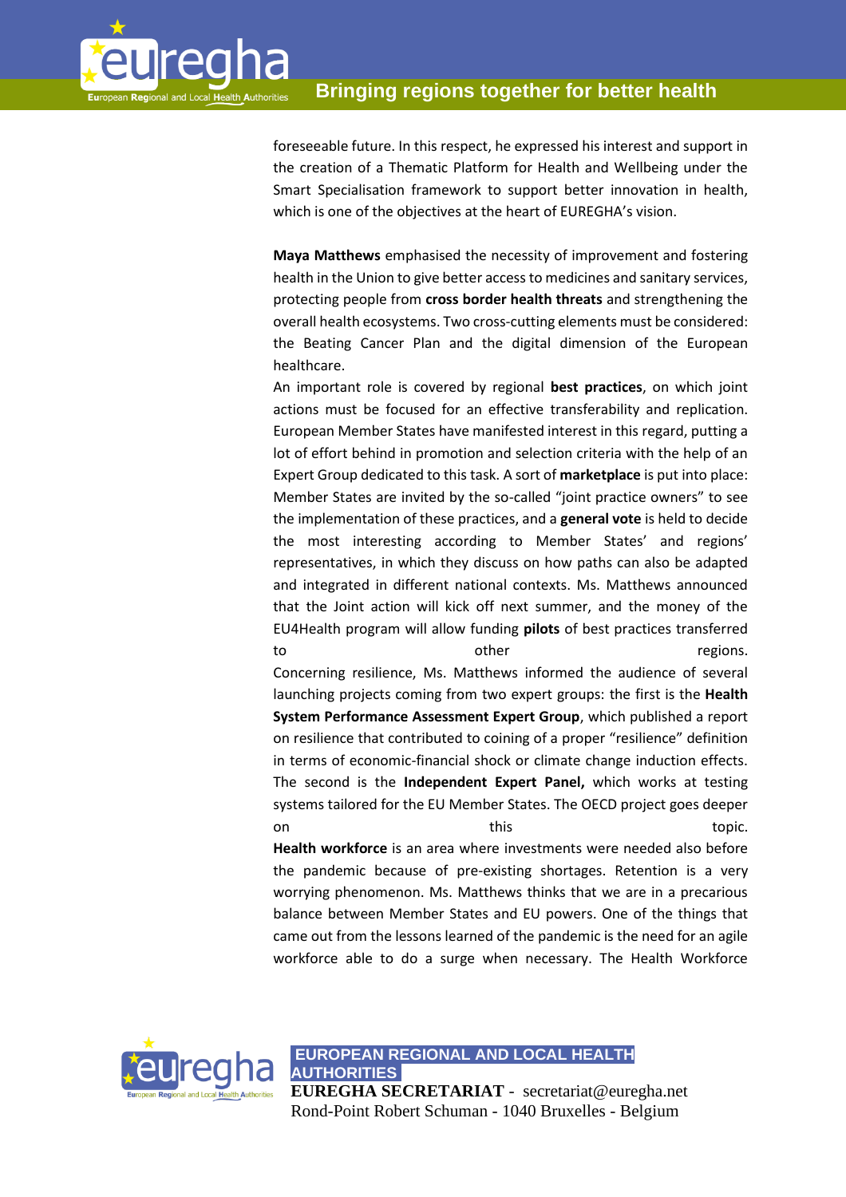foreseeable future. In this respect, he expressed his interest and support in the creation of a Thematic Platform for Health and Wellbeing under the Smart Specialisation framework to support better innovation in health, which is one of the objectives at the heart of EUREGHA's vision.

**Maya Matthews** emphasised the necessity of improvement and fostering health in the Union to give better access to medicines and sanitary services, protecting people from **cross border health threats** and strengthening the overall health ecosystems. Two cross-cutting elements must be considered: the Beating Cancer Plan and the digital dimension of the European healthcare.

An important role is covered by regional **best practices**, on which joint actions must be focused for an effective transferability and replication. European Member States have manifested interest in this regard, putting a lot of effort behind in promotion and selection criteria with the help of an Expert Group dedicated to this task. A sort of **marketplace** is put into place: Member States are invited by the so-called "joint practice owners" to see the implementation of these practices, and a **general vote** is held to decide the most interesting according to Member States' and regions' representatives, in which they discuss on how paths can also be adapted and integrated in different national contexts. Ms. Matthews announced that the Joint action will kick off next summer, and the money of the EU4Health program will allow funding **pilots** of best practices transferred to other regions.

Concerning resilience, Ms. Matthews informed the audience of several launching projects coming from two expert groups: the first is the **Health System Performance Assessment Expert Group**, which published a report on resilience that contributed to coining of a proper "resilience" definition in terms of economic-financial shock or climate change induction effects. The second is the **Independent Expert Panel,** which works at testing systems tailored for the EU Member States. The OECD project goes deeper on this topic.

**Health workforce** is an area where investments were needed also before the pandemic because of pre-existing shortages. Retention is a very worrying phenomenon. Ms. Matthews thinks that we are in a precarious balance between Member States and EU powers. One of the things that came out from the lessons learned of the pandemic is the need for an agile workforce able to do a surge when necessary. The Health Workforce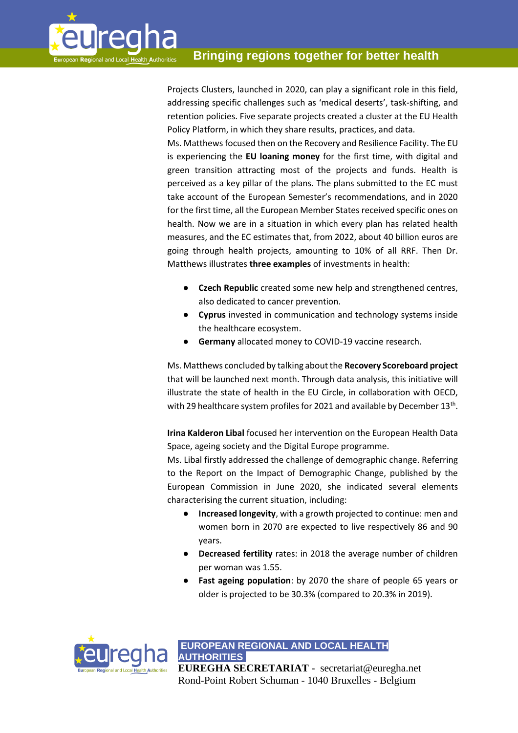Projects Clusters, launched in 2020, can play a significant role in this field, addressing specific challenges such as ‘medical deserts’, task-shifting, and retention policies. Five separate projects created a cluster at the EU Health Policy Platform, in which they share results, practices, and data.

Ms. Matthews focused then on the Recovery and Resilience Facility. The EU is experiencing the **EU loaning money** for the first time, with digital and green transition attracting most of the projects and funds. Health is perceived as a key pillar of the plans. The plans submitted to the EC must take account of the European Semester’s recommendations, and in 2020 for the first time, all the European Member States received specific ones on health. Now we are in a situation in which every plan has related health measures, and the EC estimates that, from 2022, about 40 billion euros are going through health projects, amounting to 10% of all RRF. Then Dr. Matthews illustrates **three examples** of investments in health:

- **Czech Republic** created some new help and strengthened centres, also dedicated to cancer prevention.
- **Cyprus** invested in communication and technology systems inside the healthcare ecosystem.
- **Germany** allocated money to COVID-19 vaccine research.

Ms. Matthews concluded by talking about the **Recovery Scoreboard project** that will be launched next month. Through data analysis, this initiative will illustrate the state of health in the EU Circle, in collaboration with OECD, with 29 healthcare system profiles for 2021 and available by December 13th.

**Irina Kalderon Libal** focused her intervention on the European Health Data Space, ageing society and the Digital Europe programme.

Ms. Libal firstly addressed the challenge of demographic change. Referring to the Report on the Impact of Demographic Change, published by the European Commission in June 2020, she indicated several elements characterising the current situation, including:

- **Increased longevity**, with a growth projected to continue: men and women born in 2070 are expected to live respectively 86 and 90 years.
- **Decreased fertility** rates: in 2018 the average number of children per woman was 1.55.
- **Fast ageing population**: by 2070 the share of people 65 years or older is projected to be 30.3% (compared to 20.3% in 2019).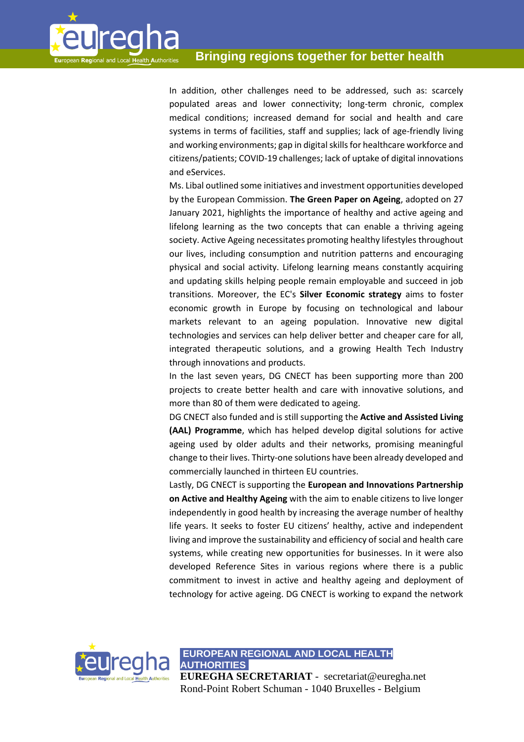In addition, other challenges need to be addressed, such as: scarcely populated areas and lower connectivity; long-term chronic, complex medical conditions; increased demand for social and health and care systems in terms of facilities, staff and supplies; lack of age-friendly living and working environments; gap in digital skills for healthcare workforce and citizens/patients; COVID-19 challenges; lack of uptake of digital innovations and eServices.

Ms. Libal outlined some initiatives and investment opportunities developed by the European Commission. **The Green Paper on Ageing**, adopted on 27 January 2021, highlights the importance of healthy and active ageing and lifelong learning as the two concepts that can enable a thriving ageing society. Active Ageing necessitates promoting healthy lifestyles throughout our lives, including consumption and nutrition patterns and encouraging physical and social activity. Lifelong learning means constantly acquiring and updating skills helping people remain employable and succeed in job transitions. Moreover, the EC's **Silver Economic strategy** aims to foster economic growth in Europe by focusing on technological and labour markets relevant to an ageing population. Innovative new digital technologies and services can help deliver better and cheaper care for all, integrated therapeutic solutions, and a growing Health Tech Industry through innovations and products.

In the last seven years, DG CNECT has been supporting more than 200 projects to create better health and care with innovative solutions, and more than 80 of them were dedicated to ageing.

DG CNECT also funded and is still supporting the **Active and Assisted Living (AAL) Programme**, which has helped develop digital solutions for active ageing used by older adults and their networks, promising meaningful change to their lives. Thirty-one solutions have been already developed and commercially launched in thirteen EU countries.

Lastly, DG CNECT is supporting the **European and Innovations Partnership on Active and Healthy Ageing** with the aim to enable citizens to live longer independently in good health by increasing the average number of healthy life years. It seeks to foster EU citizens' healthy, active and independent living and improve the sustainability and efficiency of social and health care systems, while creating new opportunities for businesses. In it were also developed Reference Sites in various regions where there is a public commitment to invest in active and healthy ageing and deployment of technology for active ageing. DG CNECT is working to expand the network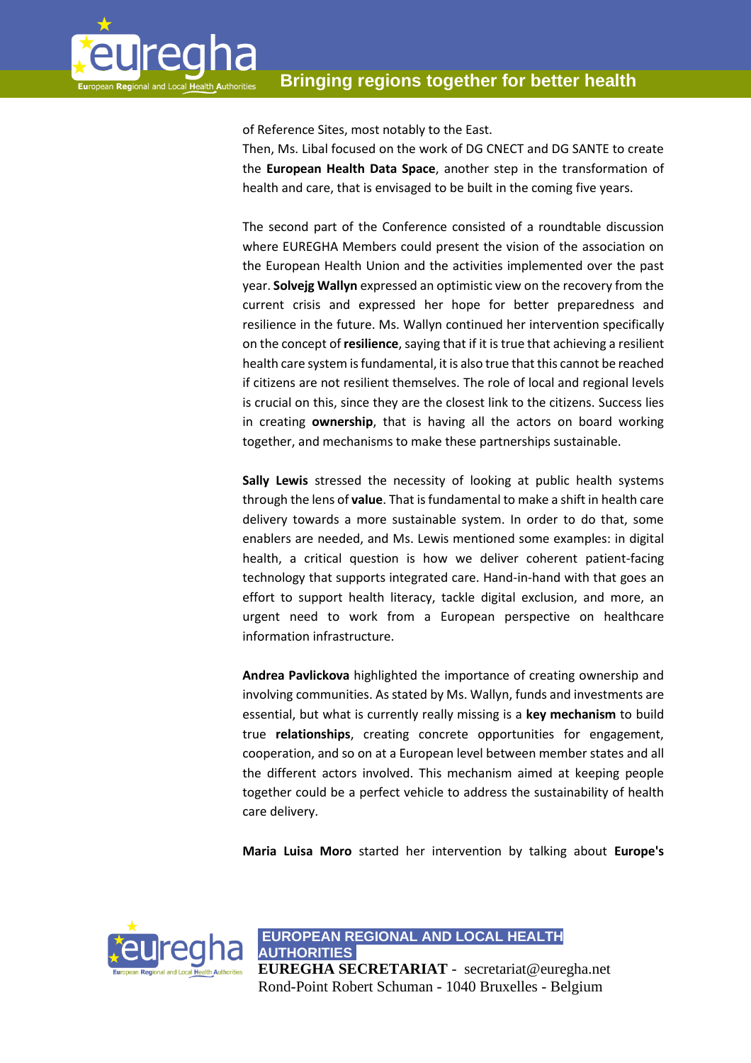of Reference Sites, most notably to the East.

Then, Ms. Libal focused on the work of DG CNECT and DG SANTE to create the **European Health Data Space**, another step in the transformation of health and care, that is envisaged to be built in the coming five years.

The second part of the Conference consisted of a roundtable discussion where EUREGHA Members could present the vision of the association on the European Health Union and the activities implemented over the past year. **Solvejg Wallyn** expressed an optimistic view on the recovery from the current crisis and expressed her hope for better preparedness and resilience in the future. Ms. Wallyn continued her intervention specifically on the concept of **resilience**, saying that if it is true that achieving a resilient health care system is fundamental, it is also true that this cannot be reached if citizens are not resilient themselves. The role of local and regional levels is crucial on this, since they are the closest link to the citizens. Success lies in creating **ownership**, that is having all the actors on board working together, and mechanisms to make these partnerships sustainable.

**Sally Lewis** stressed the necessity of looking at public health systems through the lens of **value**. That is fundamental to make a shift in health care delivery towards a more sustainable system. In order to do that, some enablers are needed, and Ms. Lewis mentioned some examples: in digital health, a critical question is how we deliver coherent patient-facing technology that supports integrated care. Hand-in-hand with that goes an effort to support health literacy, tackle digital exclusion, and more, an urgent need to work from a European perspective on healthcare information infrastructure.

**Andrea Pavlickova** highlighted the importance of creating ownership and involving communities. As stated by Ms. Wallyn, funds and investments are essential, but what is currently really missing is a **key mechanism** to build true **relationships**, creating concrete opportunities for engagement, cooperation, and so on at a European level between member states and all the different actors involved. This mechanism aimed at keeping people together could be a perfect vehicle to address the sustainability of health care delivery.

**Maria Luisa Moro** started her intervention by talking about **Europe's**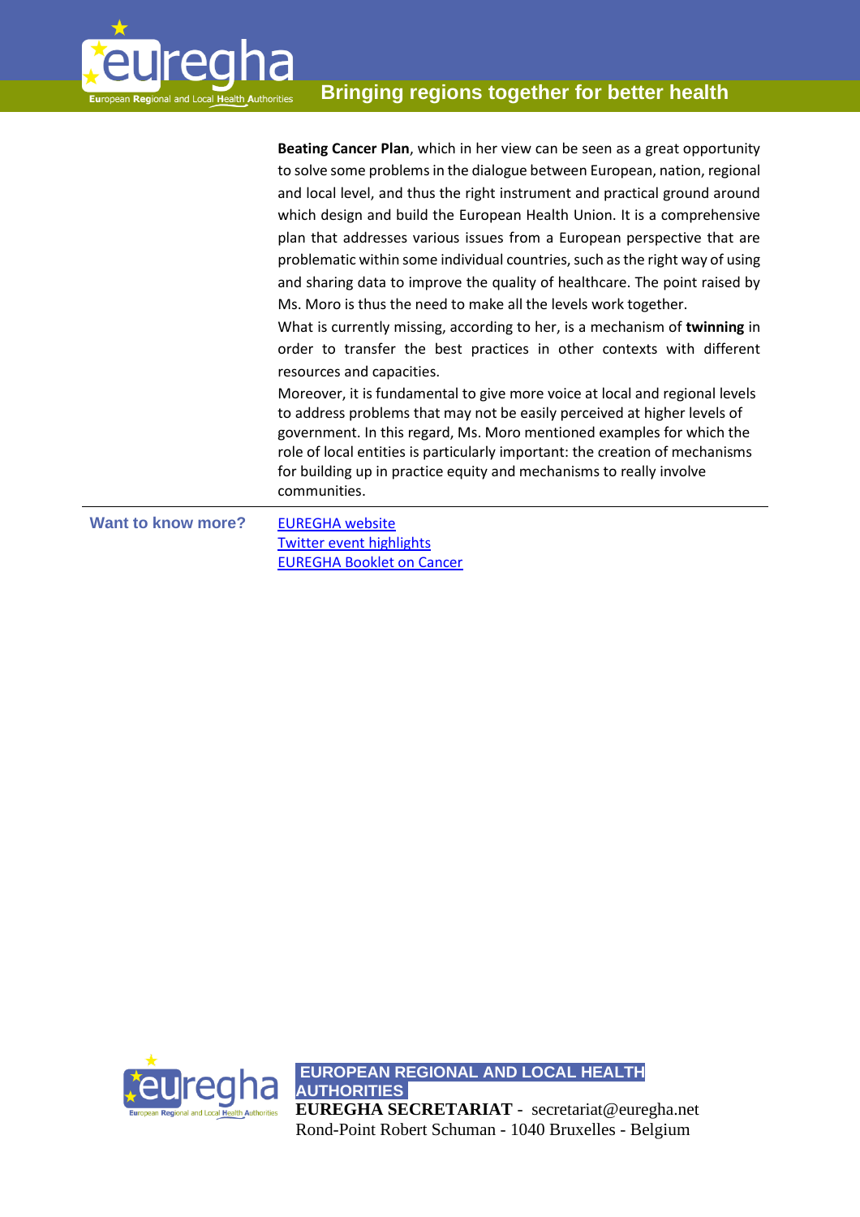**Beating Cancer Plan**, which in her view can be seen as a great opportunity to solve some problems in the dialogue between European, nation, regional and local level, and thus the right instrument and practical ground around which design and build the European Health Union. It is a comprehensive plan that addresses various issues from a European perspective that are problematic within some individual countries, such as the right way of using and sharing data to improve the quality of healthcare. The point raised by Ms. Moro is thus the need to make all the levels work together.

What is currently missing, according to her, is a mechanism of **twinning** in order to transfer the best practices in other contexts with different resources and capacities.

Moreover, it is fundamental to give more voice at local and regional levels to address problems that may not be easily perceived at higher levels of government. In this regard, Ms. Moro mentioned examples for which the role of local entities is particularly important: the creation of mechanisms for building up in practice equity and mechanisms to really involve communities.

**Want to know more?**

EUREGHA website
Twitter event highlights
EUREGHA Booklet on Cancer

**EUROPEAN REGIONAL AND LOCAL HEALTH AUTHORITIES**

**EUREGHA SECRETARIAT** - secretariat@euregha.net
Rond-Point Robert Schuman - 1040 Bruxelles - Belgium